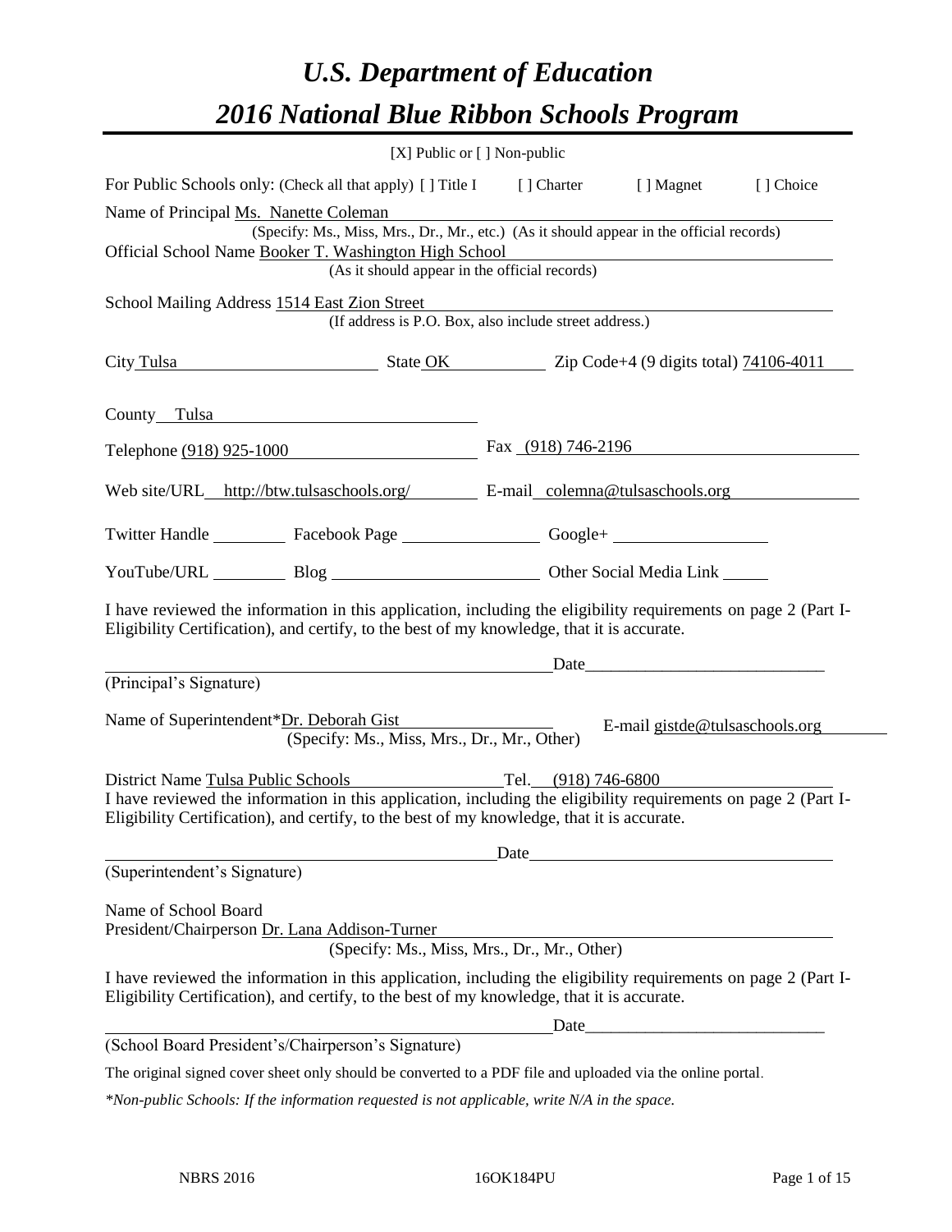# *U.S. Department of Education*

# *2016 National Blue Ribbon Schools Program*

[X] Public or [ ] Non-public

For Public Schools only: (Check all that apply) [ ] Title I [ ] Charter [ ] Magnet [ ] Choice

Name of Principal Ms. Nanette Coleman
(Specify: Ms., Miss, Mrs., Dr., Mr., etc.) (As it should appear in the official records)

Official School Name Booker T. Washington High School
(As it should appear in the official records)

School Mailing Address 1514 East Zion Street
(If address is P.O. Box, also include street address.)

City Tulsa State OK Zip Code+4 (9 digits total) 74106-4011

County Tulsa

Telephone (918) 925-1000 Fax (918) 746-2196

Web site/URL http://btw.tulsaschools.org/ E-mail colemna@tulsaschools.org

Twitter Handle \_\_\_\_\_\_\_\_ Facebook Page \_\_\_\_\_\_\_\_ Google+ \_\_\_\_\_\_\_\_

YouTube/URL \_\_\_\_\_\_\_\_ Blog \_\_\_\_\_\_\_\_ Other Social Media Link \_\_\_\_\_\_\_\_

I have reviewed the information in this application, including the eligibility requirements on page 2 (Part I-Eligibility Certification), and certify, to the best of my knowledge, that it is accurate.

\_\_\_\_\_\_\_\_\_\_\_\_\_\_\_\_\_\_\_\_\_\_\_\_\_\_\_\_ Date\_\_\_\_\_\_\_\_\_\_\_\_\_\_\_\_\_\_\_\_\_\_\_\_\_\_\_\_

(Principal's Signature)

Name of Superintendent*Dr. Deborah Gist E-mail gistde@tulsaschools.org
(Specify: Ms., Miss, Mrs., Dr., Mr., Other)

District Name Tulsa Public Schools Tel. (918) 746-6800

I have reviewed the information in this application, including the eligibility requirements on page 2 (Part I-Eligibility Certification), and certify, to the best of my knowledge, that it is accurate.

\_\_\_\_\_\_\_\_\_\_\_\_\_\_\_\_\_\_\_\_\_\_\_\_\_\_\_\_ Date\_\_\_\_\_\_\_\_\_\_\_\_\_\_\_\_\_\_\_\_\_\_\_\_\_\_\_\_

(Superintendent's Signature)

Name of School Board
President/Chairperson Dr. Lana Addison-Turner
(Specify: Ms., Miss, Mrs., Dr., Mr., Other)

I have reviewed the information in this application, including the eligibility requirements on page 2 (Part I-Eligibility Certification), and certify, to the best of my knowledge, that it is accurate.

\_\_\_\_\_\_\_\_\_\_\_\_\_\_\_\_\_\_\_\_\_\_\_\_\_\_\_\_ Date\_\_\_\_\_\_\_\_\_\_\_\_\_\_\_\_\_\_\_\_\_\_\_\_\_\_\_\_

(School Board President's/Chairperson's Signature)

The original signed cover sheet only should be converted to a PDF file and uploaded via the online portal.

*\*Non-public Schools: If the information requested is not applicable, write N/A in the space.*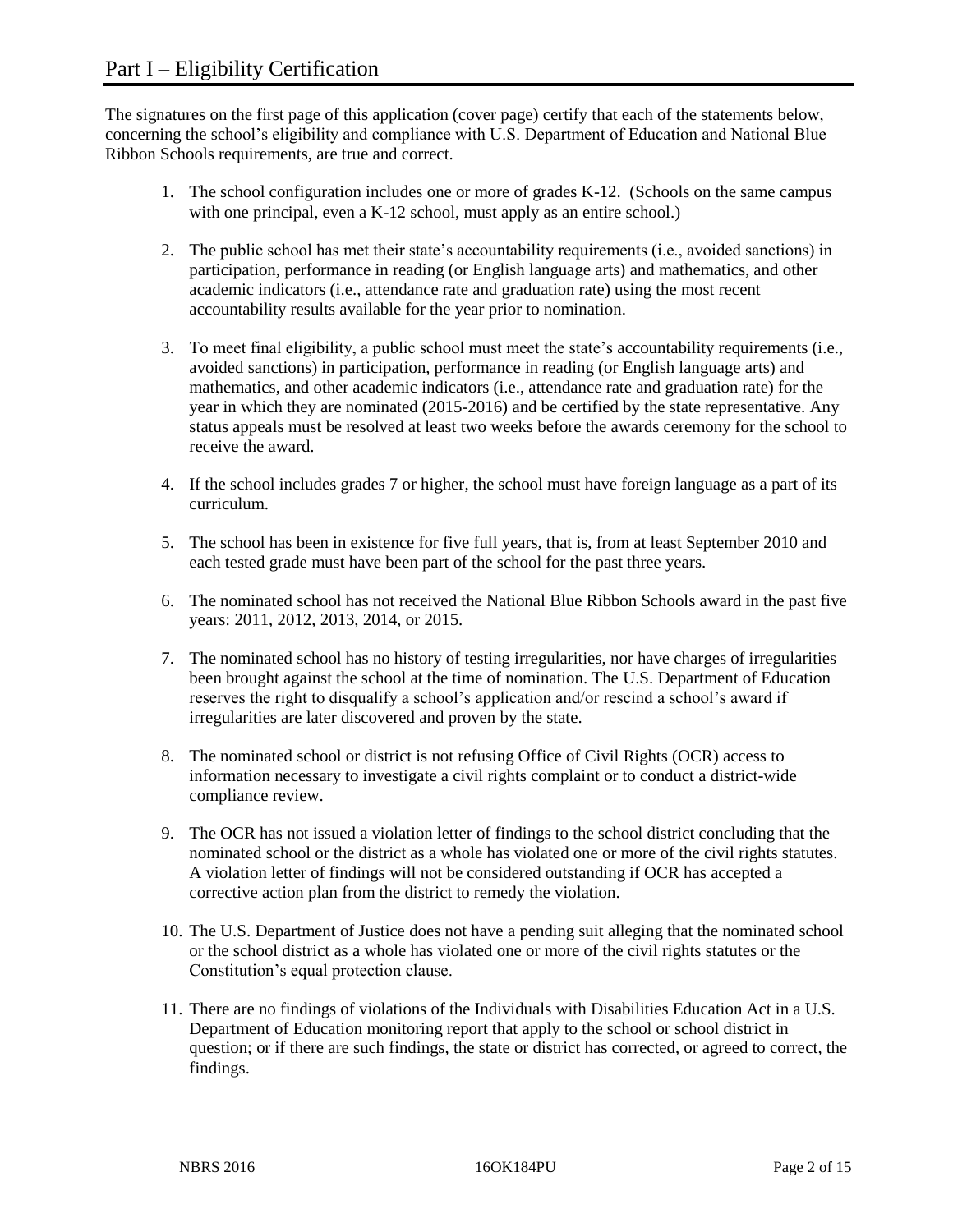# Part I – Eligibility Certification

The signatures on the first page of this application (cover page) certify that each of the statements below, concerning the school's eligibility and compliance with U.S. Department of Education and National Blue Ribbon Schools requirements, are true and correct.

1. The school configuration includes one or more of grades K-12. (Schools on the same campus with one principal, even a K-12 school, must apply as an entire school.)
2. The public school has met their state's accountability requirements (i.e., avoided sanctions) in participation, performance in reading (or English language arts) and mathematics, and other academic indicators (i.e., attendance rate and graduation rate) using the most recent accountability results available for the year prior to nomination.
3. To meet final eligibility, a public school must meet the state's accountability requirements (i.e., avoided sanctions) in participation, performance in reading (or English language arts) and mathematics, and other academic indicators (i.e., attendance rate and graduation rate) for the year in which they are nominated (2015-2016) and be certified by the state representative. Any status appeals must be resolved at least two weeks before the awards ceremony for the school to receive the award.
4. If the school includes grades 7 or higher, the school must have foreign language as a part of its curriculum.
5. The school has been in existence for five full years, that is, from at least September 2010 and each tested grade must have been part of the school for the past three years.
6. The nominated school has not received the National Blue Ribbon Schools award in the past five years: 2011, 2012, 2013, 2014, or 2015.
7. The nominated school has no history of testing irregularities, nor have charges of irregularities been brought against the school at the time of nomination. The U.S. Department of Education reserves the right to disqualify a school's application and/or rescind a school's award if irregularities are later discovered and proven by the state.
8. The nominated school or district is not refusing Office of Civil Rights (OCR) access to information necessary to investigate a civil rights complaint or to conduct a district-wide compliance review.
9. The OCR has not issued a violation letter of findings to the school district concluding that the nominated school or the district as a whole has violated one or more of the civil rights statutes. A violation letter of findings will not be considered outstanding if OCR has accepted a corrective action plan from the district to remedy the violation.
10. The U.S. Department of Justice does not have a pending suit alleging that the nominated school or the school district as a whole has violated one or more of the civil rights statutes or the Constitution's equal protection clause.
11. There are no findings of violations of the Individuals with Disabilities Education Act in a U.S. Department of Education monitoring report that apply to the school or school district in question; or if there are such findings, the state or district has corrected, or agreed to correct, the findings.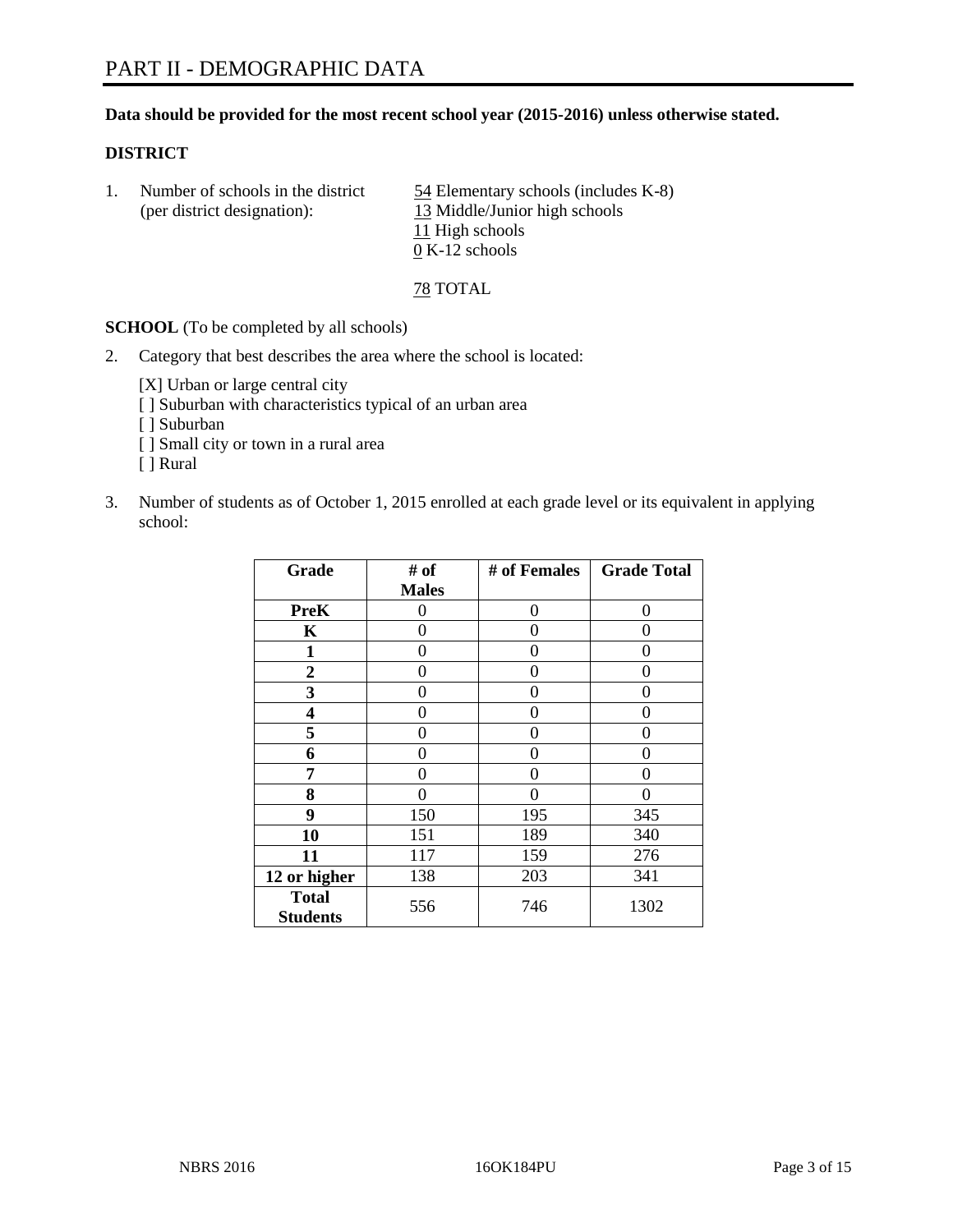# PART II - DEMOGRAPHIC DATA

**Data should be provided for the most recent school year (2015-2016) unless otherwise stated.**

**DISTRICT**

1. Number of schools in the district (per district designation):
   54 Elementary schools (includes K-8)
   13 Middle/Junior high schools
   11 High schools
   0 K-12 schools

   78 TOTAL

**SCHOOL** (To be completed by all schools)

2. Category that best describes the area where the school is located:

   [X] Urban or large central city
   [ ] Suburban with characteristics typical of an urban area
   [ ] Suburban
   [ ] Small city or town in a rural area
   [ ] Rural

3. Number of students as of October 1, 2015 enrolled at each grade level or its equivalent in applying school:

| Grade | # of Males | # of Females | Grade Total |
|---|---|---|---|
| PreK | 0 | 0 | 0 |
| K | 0 | 0 | 0 |
| 1 | 0 | 0 | 0 |
| 2 | 0 | 0 | 0 |
| 3 | 0 | 0 | 0 |
| 4 | 0 | 0 | 0 |
| 5 | 0 | 0 | 0 |
| 6 | 0 | 0 | 0 |
| 7 | 0 | 0 | 0 |
| 8 | 0 | 0 | 0 |
| 9 | 150 | 195 | 345 |
| 10 | 151 | 189 | 340 |
| 11 | 117 | 159 | 276 |
| 12 or higher | 138 | 203 | 341 |
| Total Students | 556 | 746 | 1302 |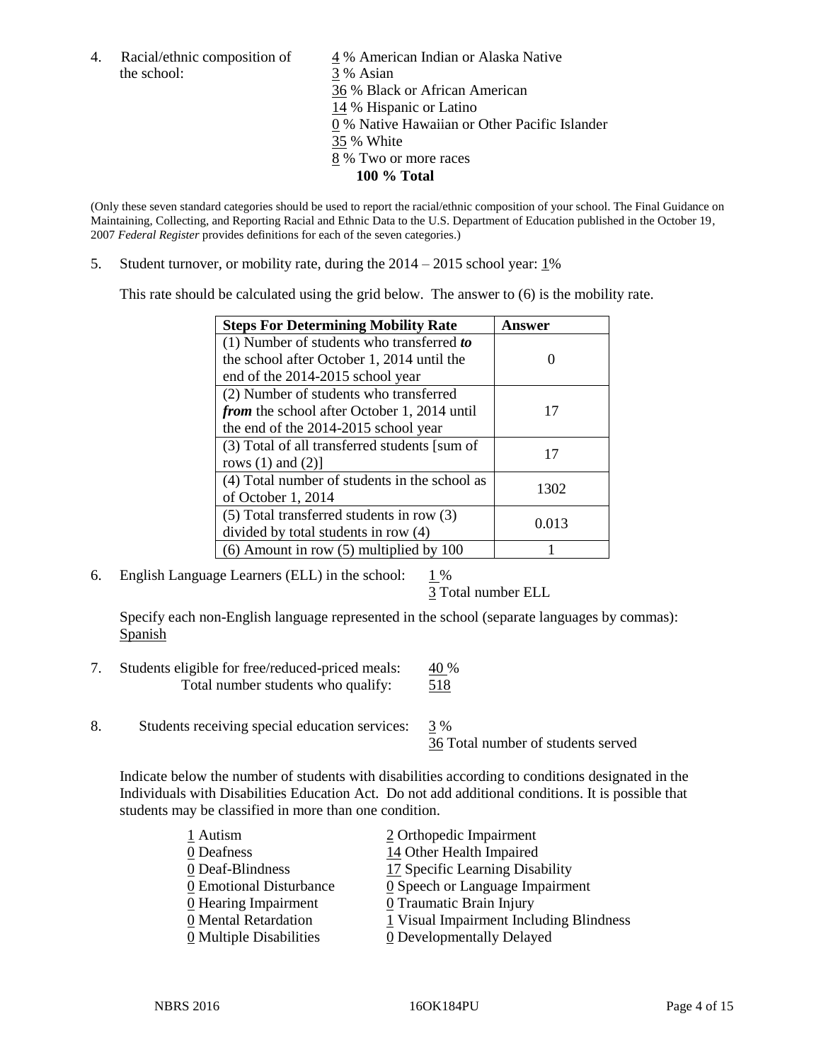4. Racial/ethnic composition of the school:

4 % American Indian or Alaska Native
3 % Asian
36 % Black or African American
14 % Hispanic or Latino
0 % Native Hawaiian or Other Pacific Islander
35 % White
8 % Two or more races
**100 % Total**

(Only these seven standard categories should be used to report the racial/ethnic composition of your school. The Final Guidance on Maintaining, Collecting, and Reporting Racial and Ethnic Data to the U.S. Department of Education published in the October 19, 2007 *Federal Register* provides definitions for each of the seven categories.)

5. Student turnover, or mobility rate, during the 2014 – 2015 school year: 1%

This rate should be calculated using the grid below. The answer to (6) is the mobility rate.

| **Steps For Determining Mobility Rate** | **Answer** |
|---|---|
| (1) Number of students who transferred ***to*** the school after October 1, 2014 until the end of the 2014-2015 school year | 0 |
| (2) Number of students who transferred ***from*** the school after October 1, 2014 until the end of the 2014-2015 school year | 17 |
| (3) Total of all transferred students [sum of rows (1) and (2)] | 17 |
| (4) Total number of students in the school as of October 1, 2014 | 1302 |
| (5) Total transferred students in row (3) divided by total students in row (4) | 0.013 |
| (6) Amount in row (5) multiplied by 100 | 1 |

6. English Language Learners (ELL) in the school: 1 %
3 Total number ELL

Specify each non-English language represented in the school (separate languages by commas):
Spanish

7. Students eligible for free/reduced-priced meals: 40 %
Total number students who qualify: 518

8. Students receiving special education services: 3 %
36 Total number of students served

Indicate below the number of students with disabilities according to conditions designated in the Individuals with Disabilities Education Act. Do not add additional conditions. It is possible that students may be classified in more than one condition.

1 Autism
0 Deafness
0 Deaf-Blindness
0 Emotional Disturbance
0 Hearing Impairment
0 Mental Retardation
0 Multiple Disabilities
2 Orthopedic Impairment
14 Other Health Impaired
17 Specific Learning Disability
0 Speech or Language Impairment
0 Traumatic Brain Injury
1 Visual Impairment Including Blindness
0 Developmentally Delayed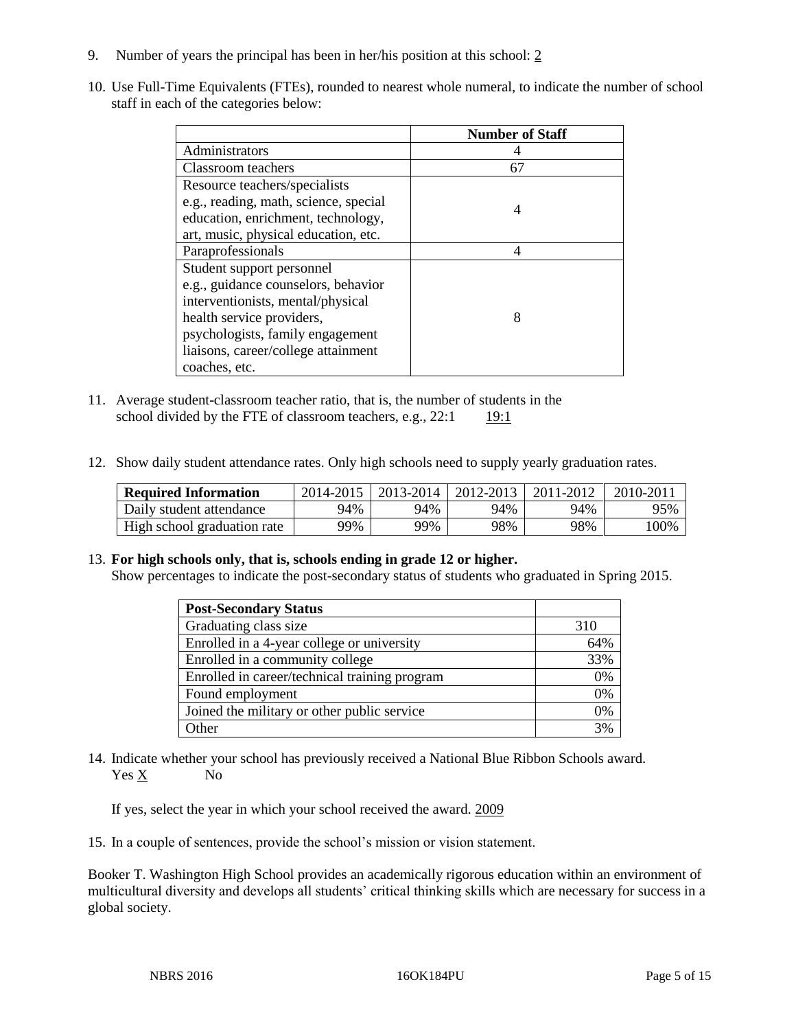9. Number of years the principal has been in her/his position at this school: 2

10. Use Full-Time Equivalents (FTEs), rounded to nearest whole numeral, to indicate the number of school staff in each of the categories below:

| | Number of Staff |
|---|---|
| Administrators | 4 |
| Classroom teachers | 67 |
| Resource teachers/specialists e.g., reading, math, science, special education, enrichment, technology, art, music, physical education, etc. | 4 |
| Paraprofessionals | 4 |
| Student support personnel e.g., guidance counselors, behavior interventionists, mental/physical health service providers, psychologists, family engagement liaisons, career/college attainment coaches, etc. | 8 |

11. Average student-classroom teacher ratio, that is, the number of students in the school divided by the FTE of classroom teachers, e.g., 22:1 19:1

12. Show daily student attendance rates. Only high schools need to supply yearly graduation rates.

| Required Information | 2014-2015 | 2013-2014 | 2012-2013 | 2011-2012 | 2010-2011 |
|---|---|---|---|---|---|
| Daily student attendance | 94% | 94% | 94% | 94% | 95% |
| High school graduation rate | 99% | 99% | 98% | 98% | 100% |

13. **For high schools only, that is, schools ending in grade 12 or higher.**
Show percentages to indicate the post-secondary status of students who graduated in Spring 2015.

| Post-Secondary Status | |
|---|---|
| Graduating class size | 310 |
| Enrolled in a 4-year college or university | 64% |
| Enrolled in a community college | 33% |
| Enrolled in career/technical training program | 0% |
| Found employment | 0% |
| Joined the military or other public service | 0% |
| Other | 3% |

14. Indicate whether your school has previously received a National Blue Ribbon Schools award.
Yes X No

If yes, select the year in which your school received the award. 2009

15. In a couple of sentences, provide the school's mission or vision statement.

Booker T. Washington High School provides an academically rigorous education within an environment of multicultural diversity and develops all students' critical thinking skills which are necessary for success in a global society.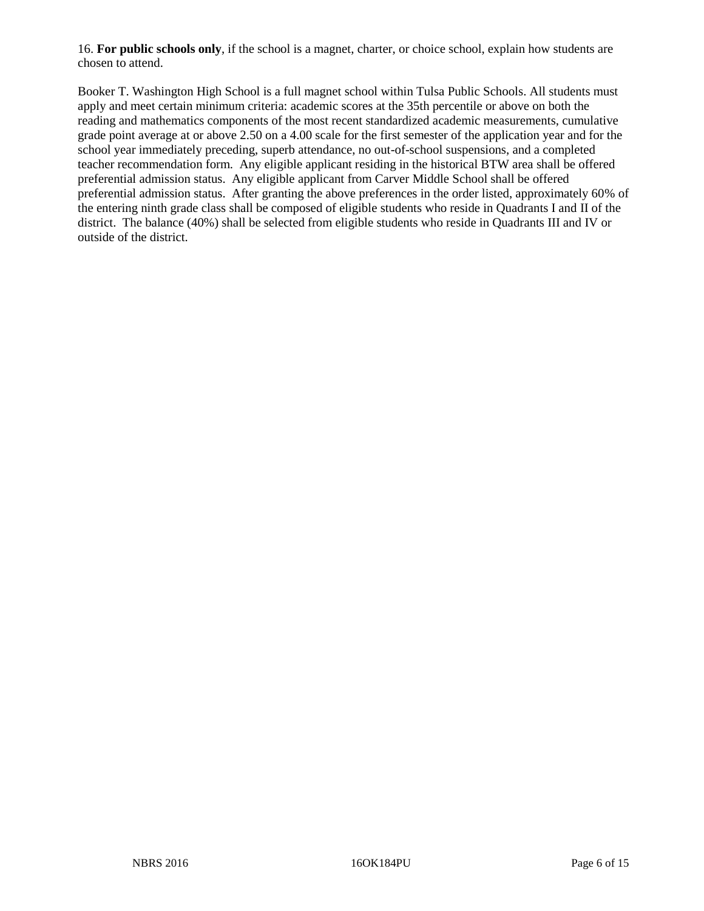16. **For public schools only**, if the school is a magnet, charter, or choice school, explain how students are chosen to attend.

Booker T. Washington High School is a full magnet school within Tulsa Public Schools. All students must apply and meet certain minimum criteria: academic scores at the 35th percentile or above on both the reading and mathematics components of the most recent standardized academic measurements, cumulative grade point average at or above 2.50 on a 4.00 scale for the first semester of the application year and for the school year immediately preceding, superb attendance, no out-of-school suspensions, and a completed teacher recommendation form. Any eligible applicant residing in the historical BTW area shall be offered preferential admission status. Any eligible applicant from Carver Middle School shall be offered preferential admission status. After granting the above preferences in the order listed, approximately 60% of the entering ninth grade class shall be composed of eligible students who reside in Quadrants I and II of the district. The balance (40%) shall be selected from eligible students who reside in Quadrants III and IV or outside of the district.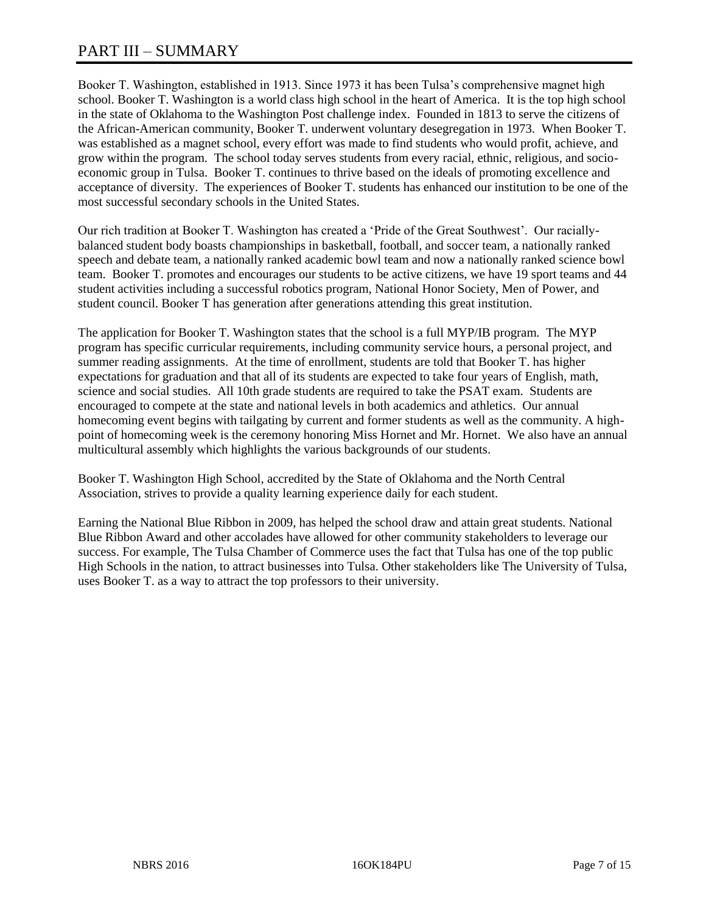# PART III – SUMMARY

Booker T. Washington, established in 1913. Since 1973 it has been Tulsa's comprehensive magnet high school. Booker T. Washington is a world class high school in the heart of America. It is the top high school in the state of Oklahoma to the Washington Post challenge index. Founded in 1813 to serve the citizens of the African-American community, Booker T. underwent voluntary desegregation in 1973. When Booker T. was established as a magnet school, every effort was made to find students who would profit, achieve, and grow within the program. The school today serves students from every racial, ethnic, religious, and socio-economic group in Tulsa. Booker T. continues to thrive based on the ideals of promoting excellence and acceptance of diversity. The experiences of Booker T. students has enhanced our institution to be one of the most successful secondary schools in the United States.

Our rich tradition at Booker T. Washington has created a 'Pride of the Great Southwest'. Our racially-balanced student body boasts championships in basketball, football, and soccer team, a nationally ranked speech and debate team, a nationally ranked academic bowl team and now a nationally ranked science bowl team. Booker T. promotes and encourages our students to be active citizens, we have 19 sport teams and 44 student activities including a successful robotics program, National Honor Society, Men of Power, and student council. Booker T has generation after generations attending this great institution.

The application for Booker T. Washington states that the school is a full MYP/IB program. The MYP program has specific curricular requirements, including community service hours, a personal project, and summer reading assignments. At the time of enrollment, students are told that Booker T. has higher expectations for graduation and that all of its students are expected to take four years of English, math, science and social studies. All 10th grade students are required to take the PSAT exam. Students are encouraged to compete at the state and national levels in both academics and athletics. Our annual homecoming event begins with tailgating by current and former students as well as the community. A high-point of homecoming week is the ceremony honoring Miss Hornet and Mr. Hornet. We also have an annual multicultural assembly which highlights the various backgrounds of our students.

Booker T. Washington High School, accredited by the State of Oklahoma and the North Central Association, strives to provide a quality learning experience daily for each student.

Earning the National Blue Ribbon in 2009, has helped the school draw and attain great students. National Blue Ribbon Award and other accolades have allowed for other community stakeholders to leverage our success. For example, The Tulsa Chamber of Commerce uses the fact that Tulsa has one of the top public High Schools in the nation, to attract businesses into Tulsa. Other stakeholders like The University of Tulsa, uses Booker T. as a way to attract the top professors to their university.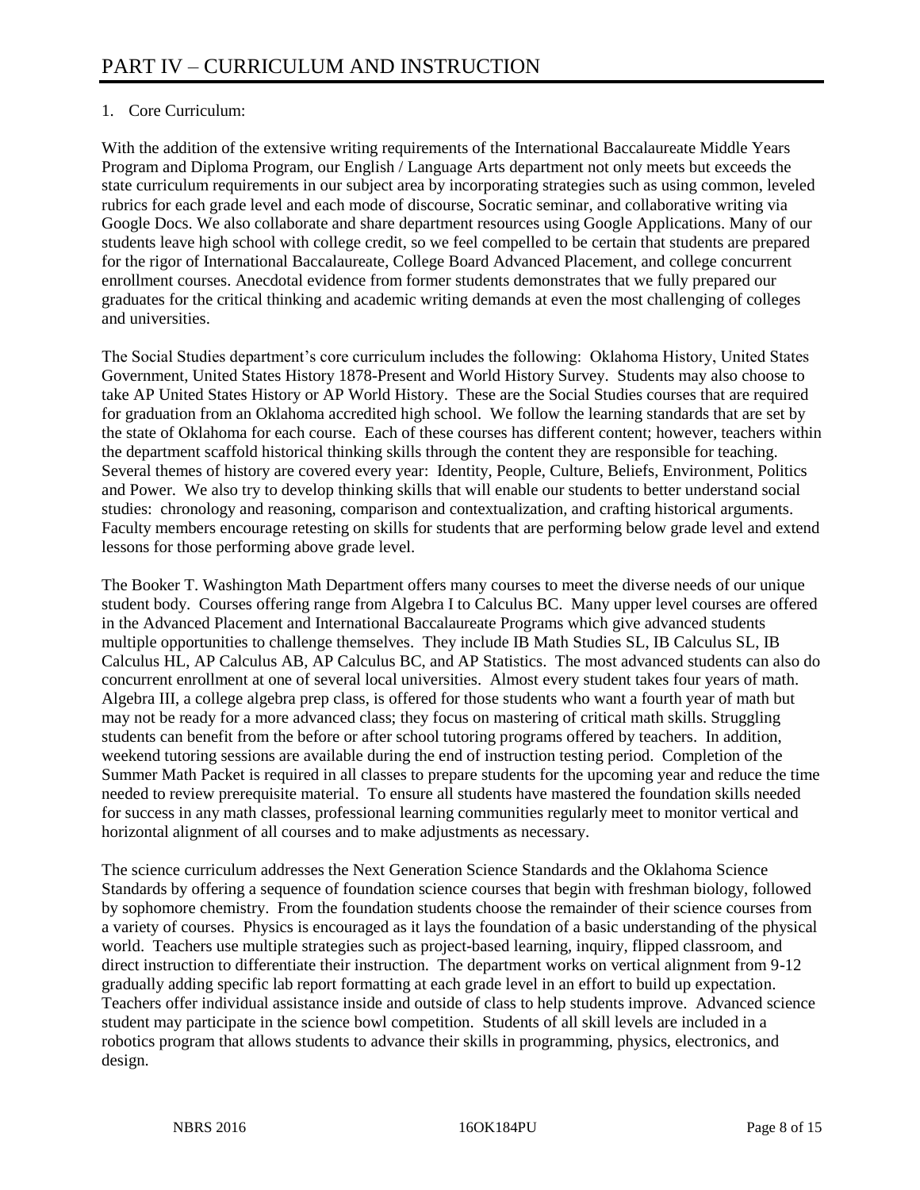# PART IV – CURRICULUM AND INSTRUCTION

1. Core Curriculum:

With the addition of the extensive writing requirements of the International Baccalaureate Middle Years Program and Diploma Program, our English / Language Arts department not only meets but exceeds the state curriculum requirements in our subject area by incorporating strategies such as using common, leveled rubrics for each grade level and each mode of discourse, Socratic seminar, and collaborative writing via Google Docs. We also collaborate and share department resources using Google Applications. Many of our students leave high school with college credit, so we feel compelled to be certain that students are prepared for the rigor of International Baccalaureate, College Board Advanced Placement, and college concurrent enrollment courses. Anecdotal evidence from former students demonstrates that we fully prepared our graduates for the critical thinking and academic writing demands at even the most challenging of colleges and universities.

The Social Studies department's core curriculum includes the following: Oklahoma History, United States Government, United States History 1878-Present and World History Survey. Students may also choose to take AP United States History or AP World History. These are the Social Studies courses that are required for graduation from an Oklahoma accredited high school. We follow the learning standards that are set by the state of Oklahoma for each course. Each of these courses has different content; however, teachers within the department scaffold historical thinking skills through the content they are responsible for teaching. Several themes of history are covered every year: Identity, People, Culture, Beliefs, Environment, Politics and Power. We also try to develop thinking skills that will enable our students to better understand social studies: chronology and reasoning, comparison and contextualization, and crafting historical arguments. Faculty members encourage retesting on skills for students that are performing below grade level and extend lessons for those performing above grade level.

The Booker T. Washington Math Department offers many courses to meet the diverse needs of our unique student body. Courses offering range from Algebra I to Calculus BC. Many upper level courses are offered in the Advanced Placement and International Baccalaureate Programs which give advanced students multiple opportunities to challenge themselves. They include IB Math Studies SL, IB Calculus SL, IB Calculus HL, AP Calculus AB, AP Calculus BC, and AP Statistics. The most advanced students can also do concurrent enrollment at one of several local universities. Almost every student takes four years of math. Algebra III, a college algebra prep class, is offered for those students who want a fourth year of math but may not be ready for a more advanced class; they focus on mastering of critical math skills. Struggling students can benefit from the before or after school tutoring programs offered by teachers. In addition, weekend tutoring sessions are available during the end of instruction testing period. Completion of the Summer Math Packet is required in all classes to prepare students for the upcoming year and reduce the time needed to review prerequisite material. To ensure all students have mastered the foundation skills needed for success in any math classes, professional learning communities regularly meet to monitor vertical and horizontal alignment of all courses and to make adjustments as necessary.

The science curriculum addresses the Next Generation Science Standards and the Oklahoma Science Standards by offering a sequence of foundation science courses that begin with freshman biology, followed by sophomore chemistry. From the foundation students choose the remainder of their science courses from a variety of courses. Physics is encouraged as it lays the foundation of a basic understanding of the physical world. Teachers use multiple strategies such as project-based learning, inquiry, flipped classroom, and direct instruction to differentiate their instruction. The department works on vertical alignment from 9-12 gradually adding specific lab report formatting at each grade level in an effort to build up expectation. Teachers offer individual assistance inside and outside of class to help students improve. Advanced science student may participate in the science bowl competition. Students of all skill levels are included in a robotics program that allows students to advance their skills in programming, physics, electronics, and design.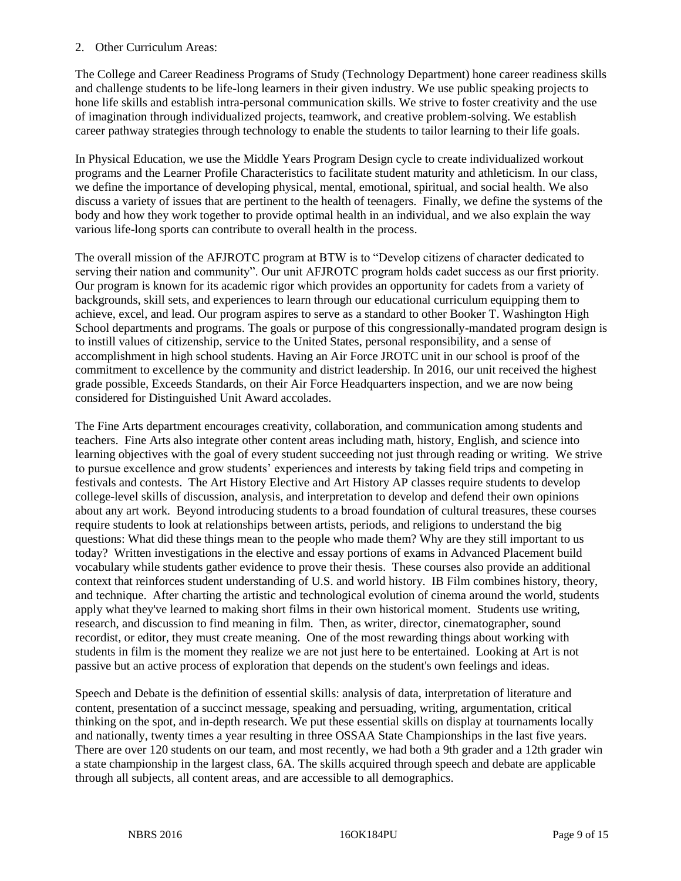2. Other Curriculum Areas:

The College and Career Readiness Programs of Study (Technology Department) hone career readiness skills and challenge students to be life-long learners in their given industry. We use public speaking projects to hone life skills and establish intra-personal communication skills. We strive to foster creativity and the use of imagination through individualized projects, teamwork, and creative problem-solving. We establish career pathway strategies through technology to enable the students to tailor learning to their life goals.

In Physical Education, we use the Middle Years Program Design cycle to create individualized workout programs and the Learner Profile Characteristics to facilitate student maturity and athleticism. In our class, we define the importance of developing physical, mental, emotional, spiritual, and social health. We also discuss a variety of issues that are pertinent to the health of teenagers. Finally, we define the systems of the body and how they work together to provide optimal health in an individual, and we also explain the way various life-long sports can contribute to overall health in the process.

The overall mission of the AFJROTC program at BTW is to "Develop citizens of character dedicated to serving their nation and community". Our unit AFJROTC program holds cadet success as our first priority. Our program is known for its academic rigor which provides an opportunity for cadets from a variety of backgrounds, skill sets, and experiences to learn through our educational curriculum equipping them to achieve, excel, and lead. Our program aspires to serve as a standard to other Booker T. Washington High School departments and programs. The goals or purpose of this congressionally-mandated program design is to instill values of citizenship, service to the United States, personal responsibility, and a sense of accomplishment in high school students. Having an Air Force JROTC unit in our school is proof of the commitment to excellence by the community and district leadership. In 2016, our unit received the highest grade possible, Exceeds Standards, on their Air Force Headquarters inspection, and we are now being considered for Distinguished Unit Award accolades.

The Fine Arts department encourages creativity, collaboration, and communication among students and teachers. Fine Arts also integrate other content areas including math, history, English, and science into learning objectives with the goal of every student succeeding not just through reading or writing. We strive to pursue excellence and grow students' experiences and interests by taking field trips and competing in festivals and contests. The Art History Elective and Art History AP classes require students to develop college-level skills of discussion, analysis, and interpretation to develop and defend their own opinions about any art work. Beyond introducing students to a broad foundation of cultural treasures, these courses require students to look at relationships between artists, periods, and religions to understand the big questions: What did these things mean to the people who made them? Why are they still important to us today? Written investigations in the elective and essay portions of exams in Advanced Placement build vocabulary while students gather evidence to prove their thesis. These courses also provide an additional context that reinforces student understanding of U.S. and world history. IB Film combines history, theory, and technique. After charting the artistic and technological evolution of cinema around the world, students apply what they've learned to making short films in their own historical moment. Students use writing, research, and discussion to find meaning in film. Then, as writer, director, cinematographer, sound recordist, or editor, they must create meaning. One of the most rewarding things about working with students in film is the moment they realize we are not just here to be entertained. Looking at Art is not passive but an active process of exploration that depends on the student's own feelings and ideas.

Speech and Debate is the definition of essential skills: analysis of data, interpretation of literature and content, presentation of a succinct message, speaking and persuading, writing, argumentation, critical thinking on the spot, and in-depth research. We put these essential skills on display at tournaments locally and nationally, twenty times a year resulting in three OSSAA State Championships in the last five years. There are over 120 students on our team, and most recently, we had both a 9th grader and a 12th grader win a state championship in the largest class, 6A. The skills acquired through speech and debate are applicable through all subjects, all content areas, and are accessible to all demographics.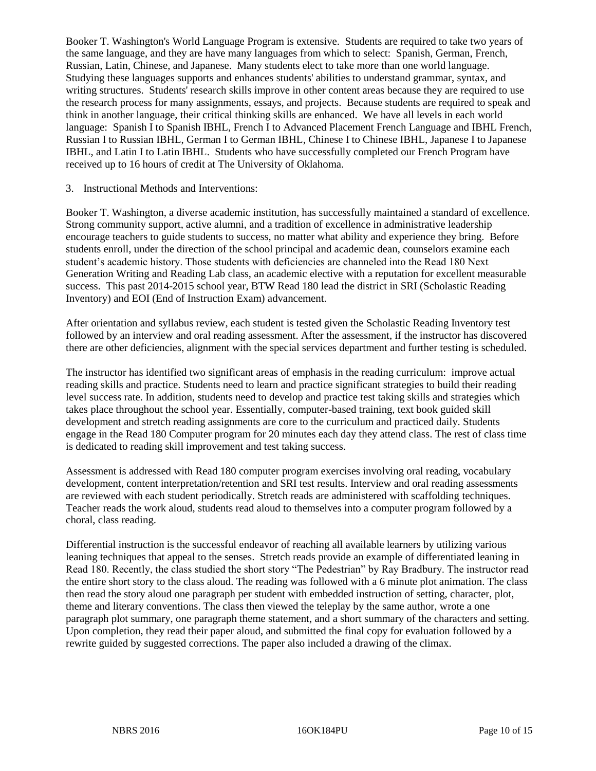Booker T. Washington's World Language Program is extensive. Students are required to take two years of the same language, and they are have many languages from which to select: Spanish, German, French, Russian, Latin, Chinese, and Japanese. Many students elect to take more than one world language. Studying these languages supports and enhances students' abilities to understand grammar, syntax, and writing structures. Students' research skills improve in other content areas because they are required to use the research process for many assignments, essays, and projects. Because students are required to speak and think in another language, their critical thinking skills are enhanced. We have all levels in each world language: Spanish I to Spanish IBHL, French I to Advanced Placement French Language and IBHL French, Russian I to Russian IBHL, German I to German IBHL, Chinese I to Chinese IBHL, Japanese I to Japanese IBHL, and Latin I to Latin IBHL. Students who have successfully completed our French Program have received up to 16 hours of credit at The University of Oklahoma.

3. Instructional Methods and Interventions:

Booker T. Washington, a diverse academic institution, has successfully maintained a standard of excellence. Strong community support, active alumni, and a tradition of excellence in administrative leadership encourage teachers to guide students to success, no matter what ability and experience they bring. Before students enroll, under the direction of the school principal and academic dean, counselors examine each student's academic history. Those students with deficiencies are channeled into the Read 180 Next Generation Writing and Reading Lab class, an academic elective with a reputation for excellent measurable success. This past 2014-2015 school year, BTW Read 180 lead the district in SRI (Scholastic Reading Inventory) and EOI (End of Instruction Exam) advancement.

After orientation and syllabus review, each student is tested given the Scholastic Reading Inventory test followed by an interview and oral reading assessment. After the assessment, if the instructor has discovered there are other deficiencies, alignment with the special services department and further testing is scheduled.

The instructor has identified two significant areas of emphasis in the reading curriculum: improve actual reading skills and practice. Students need to learn and practice significant strategies to build their reading level success rate. In addition, students need to develop and practice test taking skills and strategies which takes place throughout the school year. Essentially, computer-based training, text book guided skill development and stretch reading assignments are core to the curriculum and practiced daily. Students engage in the Read 180 Computer program for 20 minutes each day they attend class. The rest of class time is dedicated to reading skill improvement and test taking success.

Assessment is addressed with Read 180 computer program exercises involving oral reading, vocabulary development, content interpretation/retention and SRI test results. Interview and oral reading assessments are reviewed with each student periodically. Stretch reads are administered with scaffolding techniques. Teacher reads the work aloud, students read aloud to themselves into a computer program followed by a choral, class reading.

Differential instruction is the successful endeavor of reaching all available learners by utilizing various leaning techniques that appeal to the senses. Stretch reads provide an example of differentiated leaning in Read 180. Recently, the class studied the short story "The Pedestrian" by Ray Bradbury. The instructor read the entire short story to the class aloud. The reading was followed with a 6 minute plot animation. The class then read the story aloud one paragraph per student with embedded instruction of setting, character, plot, theme and literary conventions. The class then viewed the teleplay by the same author, wrote a one paragraph plot summary, one paragraph theme statement, and a short summary of the characters and setting. Upon completion, they read their paper aloud, and submitted the final copy for evaluation followed by a rewrite guided by suggested corrections. The paper also included a drawing of the climax.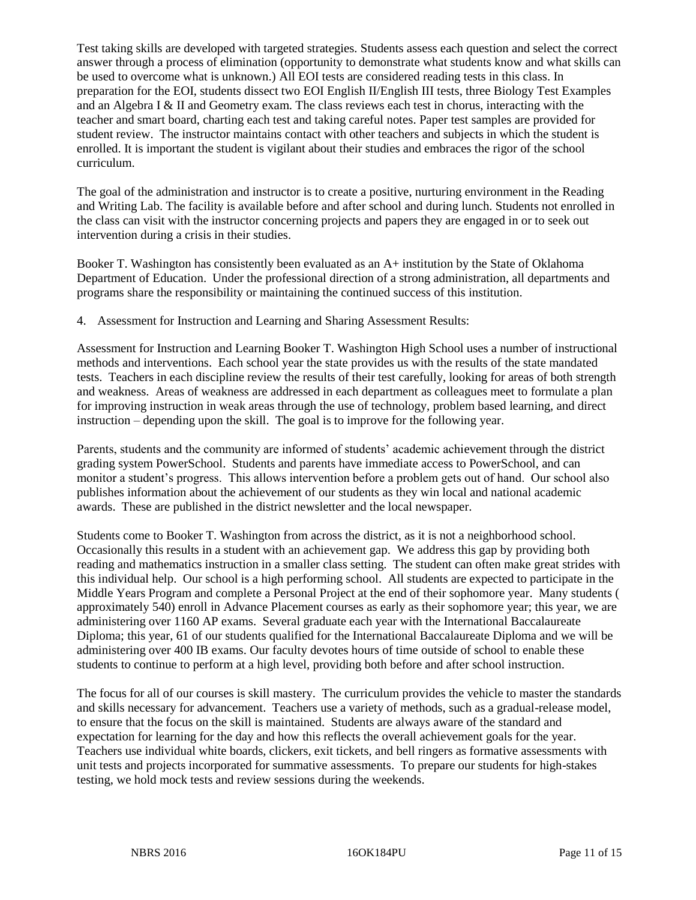Test taking skills are developed with targeted strategies. Students assess each question and select the correct answer through a process of elimination (opportunity to demonstrate what students know and what skills can be used to overcome what is unknown.) All EOI tests are considered reading tests in this class. In preparation for the EOI, students dissect two EOI English II/English III tests, three Biology Test Examples and an Algebra I & II and Geometry exam. The class reviews each test in chorus, interacting with the teacher and smart board, charting each test and taking careful notes. Paper test samples are provided for student review. The instructor maintains contact with other teachers and subjects in which the student is enrolled. It is important the student is vigilant about their studies and embraces the rigor of the school curriculum.

The goal of the administration and instructor is to create a positive, nurturing environment in the Reading and Writing Lab. The facility is available before and after school and during lunch. Students not enrolled in the class can visit with the instructor concerning projects and papers they are engaged in or to seek out intervention during a crisis in their studies.

Booker T. Washington has consistently been evaluated as an A+ institution by the State of Oklahoma Department of Education. Under the professional direction of a strong administration, all departments and programs share the responsibility or maintaining the continued success of this institution.

4. Assessment for Instruction and Learning and Sharing Assessment Results:

Assessment for Instruction and Learning Booker T. Washington High School uses a number of instructional methods and interventions. Each school year the state provides us with the results of the state mandated tests. Teachers in each discipline review the results of their test carefully, looking for areas of both strength and weakness. Areas of weakness are addressed in each department as colleagues meet to formulate a plan for improving instruction in weak areas through the use of technology, problem based learning, and direct instruction – depending upon the skill. The goal is to improve for the following year.

Parents, students and the community are informed of students' academic achievement through the district grading system PowerSchool. Students and parents have immediate access to PowerSchool, and can monitor a student's progress. This allows intervention before a problem gets out of hand. Our school also publishes information about the achievement of our students as they win local and national academic awards. These are published in the district newsletter and the local newspaper.

Students come to Booker T. Washington from across the district, as it is not a neighborhood school. Occasionally this results in a student with an achievement gap. We address this gap by providing both reading and mathematics instruction in a smaller class setting. The student can often make great strides with this individual help. Our school is a high performing school. All students are expected to participate in the Middle Years Program and complete a Personal Project at the end of their sophomore year. Many students ( approximately 540) enroll in Advance Placement courses as early as their sophomore year; this year, we are administering over 1160 AP exams. Several graduate each year with the International Baccalaureate Diploma; this year, 61 of our students qualified for the International Baccalaureate Diploma and we will be administering over 400 IB exams. Our faculty devotes hours of time outside of school to enable these students to continue to perform at a high level, providing both before and after school instruction.

The focus for all of our courses is skill mastery. The curriculum provides the vehicle to master the standards and skills necessary for advancement. Teachers use a variety of methods, such as a gradual-release model, to ensure that the focus on the skill is maintained. Students are always aware of the standard and expectation for learning for the day and how this reflects the overall achievement goals for the year. Teachers use individual white boards, clickers, exit tickets, and bell ringers as formative assessments with unit tests and projects incorporated for summative assessments. To prepare our students for high-stakes testing, we hold mock tests and review sessions during the weekends.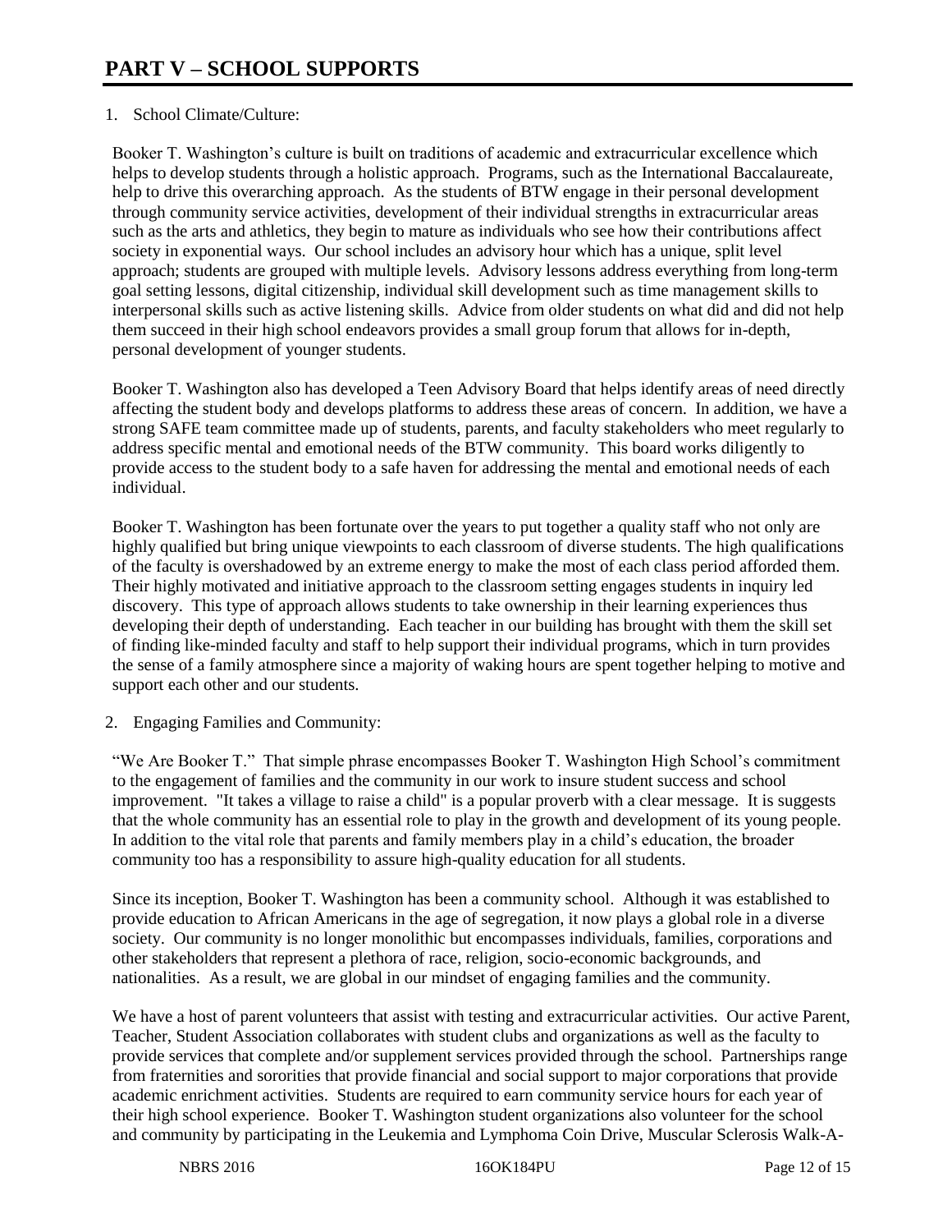# PART V – SCHOOL SUPPORTS

1. School Climate/Culture:

Booker T. Washington's culture is built on traditions of academic and extracurricular excellence which helps to develop students through a holistic approach. Programs, such as the International Baccalaureate, help to drive this overarching approach. As the students of BTW engage in their personal development through community service activities, development of their individual strengths in extracurricular areas such as the arts and athletics, they begin to mature as individuals who see how their contributions affect society in exponential ways. Our school includes an advisory hour which has a unique, split level approach; students are grouped with multiple levels. Advisory lessons address everything from long-term goal setting lessons, digital citizenship, individual skill development such as time management skills to interpersonal skills such as active listening skills. Advice from older students on what did and did not help them succeed in their high school endeavors provides a small group forum that allows for in-depth, personal development of younger students.

Booker T. Washington also has developed a Teen Advisory Board that helps identify areas of need directly affecting the student body and develops platforms to address these areas of concern. In addition, we have a strong SAFE team committee made up of students, parents, and faculty stakeholders who meet regularly to address specific mental and emotional needs of the BTW community. This board works diligently to provide access to the student body to a safe haven for addressing the mental and emotional needs of each individual.

Booker T. Washington has been fortunate over the years to put together a quality staff who not only are highly qualified but bring unique viewpoints to each classroom of diverse students. The high qualifications of the faculty is overshadowed by an extreme energy to make the most of each class period afforded them. Their highly motivated and initiative approach to the classroom setting engages students in inquiry led discovery. This type of approach allows students to take ownership in their learning experiences thus developing their depth of understanding. Each teacher in our building has brought with them the skill set of finding like-minded faculty and staff to help support their individual programs, which in turn provides the sense of a family atmosphere since a majority of waking hours are spent together helping to motive and support each other and our students.

2. Engaging Families and Community:

"We Are Booker T." That simple phrase encompasses Booker T. Washington High School's commitment to the engagement of families and the community in our work to insure student success and school improvement. "It takes a village to raise a child" is a popular proverb with a clear message. It is suggests that the whole community has an essential role to play in the growth and development of its young people. In addition to the vital role that parents and family members play in a child's education, the broader community too has a responsibility to assure high-quality education for all students.

Since its inception, Booker T. Washington has been a community school. Although it was established to provide education to African Americans in the age of segregation, it now plays a global role in a diverse society. Our community is no longer monolithic but encompasses individuals, families, corporations and other stakeholders that represent a plethora of race, religion, socio-economic backgrounds, and nationalities. As a result, we are global in our mindset of engaging families and the community.

We have a host of parent volunteers that assist with testing and extracurricular activities. Our active Parent, Teacher, Student Association collaborates with student clubs and organizations as well as the faculty to provide services that complete and/or supplement services provided through the school. Partnerships range from fraternities and sororities that provide financial and social support to major corporations that provide academic enrichment activities. Students are required to earn community service hours for each year of their high school experience. Booker T. Washington student organizations also volunteer for the school and community by participating in the Leukemia and Lymphoma Coin Drive, Muscular Sclerosis Walk-A-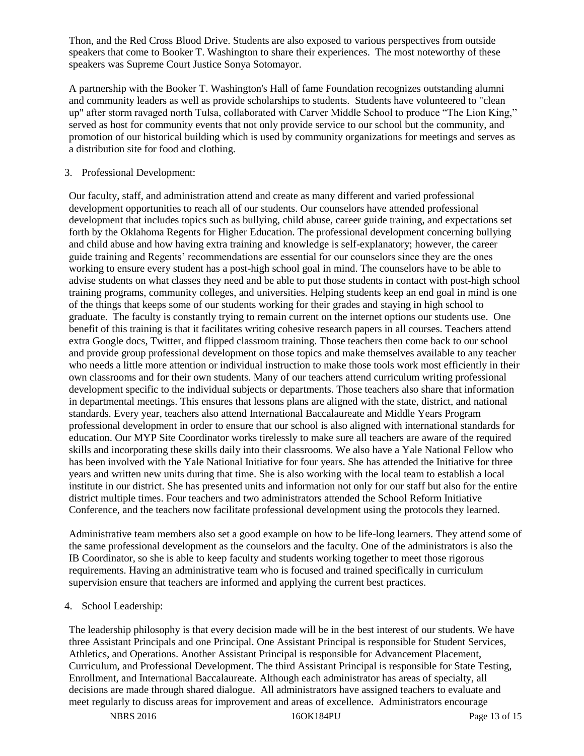Thon, and the Red Cross Blood Drive. Students are also exposed to various perspectives from outside speakers that come to Booker T. Washington to share their experiences. The most noteworthy of these speakers was Supreme Court Justice Sonya Sotomayor.

A partnership with the Booker T. Washington's Hall of fame Foundation recognizes outstanding alumni and community leaders as well as provide scholarships to students. Students have volunteered to "clean up" after storm ravaged north Tulsa, collaborated with Carver Middle School to produce "The Lion King," served as host for community events that not only provide service to our school but the community, and promotion of our historical building which is used by community organizations for meetings and serves as a distribution site for food and clothing.

3. Professional Development:

Our faculty, staff, and administration attend and create as many different and varied professional development opportunities to reach all of our students. Our counselors have attended professional development that includes topics such as bullying, child abuse, career guide training, and expectations set forth by the Oklahoma Regents for Higher Education. The professional development concerning bullying and child abuse and how having extra training and knowledge is self-explanatory; however, the career guide training and Regents' recommendations are essential for our counselors since they are the ones working to ensure every student has a post-high school goal in mind. The counselors have to be able to advise students on what classes they need and be able to put those students in contact with post-high school training programs, community colleges, and universities. Helping students keep an end goal in mind is one of the things that keeps some of our students working for their grades and staying in high school to graduate. The faculty is constantly trying to remain current on the internet options our students use. One benefit of this training is that it facilitates writing cohesive research papers in all courses. Teachers attend extra Google docs, Twitter, and flipped classroom training. Those teachers then come back to our school and provide group professional development on those topics and make themselves available to any teacher who needs a little more attention or individual instruction to make those tools work most efficiently in their own classrooms and for their own students. Many of our teachers attend curriculum writing professional development specific to the individual subjects or departments. Those teachers also share that information in departmental meetings. This ensures that lessons plans are aligned with the state, district, and national standards. Every year, teachers also attend International Baccalaureate and Middle Years Program professional development in order to ensure that our school is also aligned with international standards for education. Our MYP Site Coordinator works tirelessly to make sure all teachers are aware of the required skills and incorporating these skills daily into their classrooms. We also have a Yale National Fellow who has been involved with the Yale National Initiative for four years. She has attended the Initiative for three years and written new units during that time. She is also working with the local team to establish a local institute in our district. She has presented units and information not only for our staff but also for the entire district multiple times. Four teachers and two administrators attended the School Reform Initiative Conference, and the teachers now facilitate professional development using the protocols they learned.

Administrative team members also set a good example on how to be life-long learners. They attend some of the same professional development as the counselors and the faculty. One of the administrators is also the IB Coordinator, so she is able to keep faculty and students working together to meet those rigorous requirements. Having an administrative team who is focused and trained specifically in curriculum supervision ensure that teachers are informed and applying the current best practices.

4. School Leadership:

The leadership philosophy is that every decision made will be in the best interest of our students. We have three Assistant Principals and one Principal. One Assistant Principal is responsible for Student Services, Athletics, and Operations. Another Assistant Principal is responsible for Advancement Placement, Curriculum, and Professional Development. The third Assistant Principal is responsible for State Testing, Enrollment, and International Baccalaureate. Although each administrator has areas of specialty, all decisions are made through shared dialogue. All administrators have assigned teachers to evaluate and meet regularly to discuss areas for improvement and areas of excellence. Administrators encourage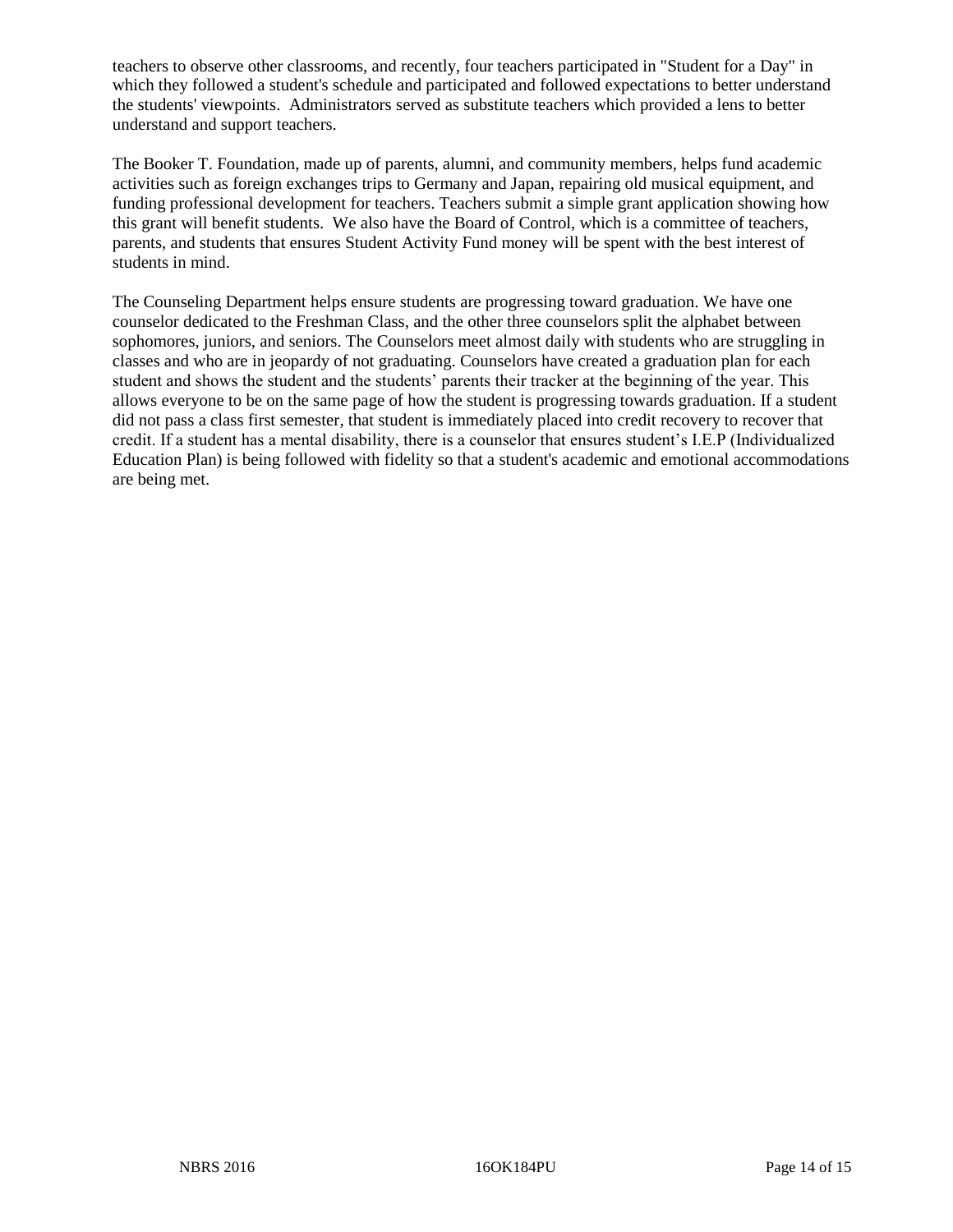teachers to observe other classrooms, and recently, four teachers participated in "Student for a Day" in which they followed a student's schedule and participated and followed expectations to better understand the students' viewpoints. Administrators served as substitute teachers which provided a lens to better understand and support teachers.

The Booker T. Foundation, made up of parents, alumni, and community members, helps fund academic activities such as foreign exchanges trips to Germany and Japan, repairing old musical equipment, and funding professional development for teachers. Teachers submit a simple grant application showing how this grant will benefit students. We also have the Board of Control, which is a committee of teachers, parents, and students that ensures Student Activity Fund money will be spent with the best interest of students in mind.

The Counseling Department helps ensure students are progressing toward graduation. We have one counselor dedicated to the Freshman Class, and the other three counselors split the alphabet between sophomores, juniors, and seniors. The Counselors meet almost daily with students who are struggling in classes and who are in jeopardy of not graduating. Counselors have created a graduation plan for each student and shows the student and the students' parents their tracker at the beginning of the year. This allows everyone to be on the same page of how the student is progressing towards graduation. If a student did not pass a class first semester, that student is immediately placed into credit recovery to recover that credit. If a student has a mental disability, there is a counselor that ensures student's I.E.P (Individualized Education Plan) is being followed with fidelity so that a student's academic and emotional accommodations are being met.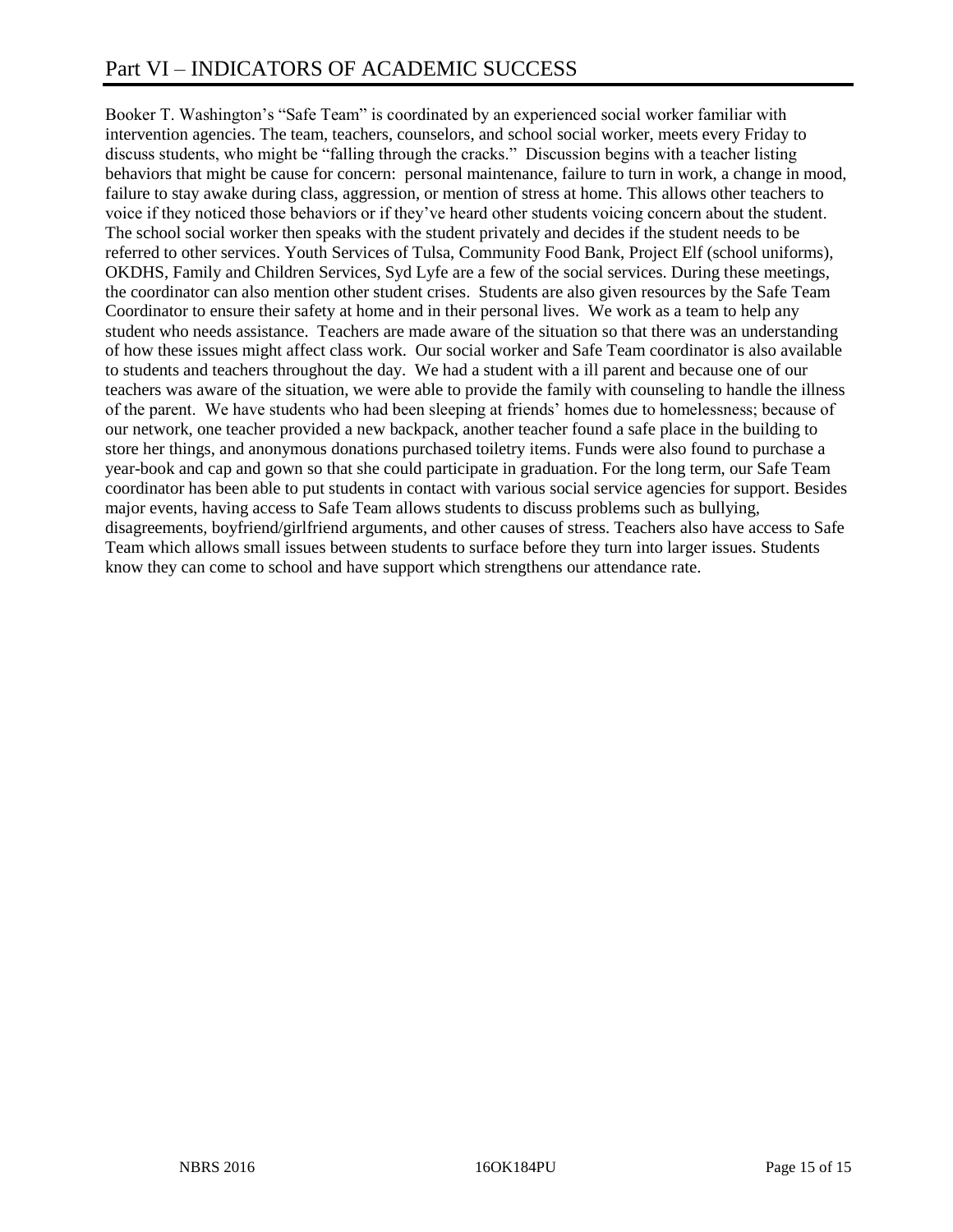# Part VI – INDICATORS OF ACADEMIC SUCCESS

Booker T. Washington's "Safe Team" is coordinated by an experienced social worker familiar with intervention agencies. The team, teachers, counselors, and school social worker, meets every Friday to discuss students, who might be "falling through the cracks." Discussion begins with a teacher listing behaviors that might be cause for concern: personal maintenance, failure to turn in work, a change in mood, failure to stay awake during class, aggression, or mention of stress at home. This allows other teachers to voice if they noticed those behaviors or if they've heard other students voicing concern about the student. The school social worker then speaks with the student privately and decides if the student needs to be referred to other services. Youth Services of Tulsa, Community Food Bank, Project Elf (school uniforms), OKDHS, Family and Children Services, Syd Lyfe are a few of the social services. During these meetings, the coordinator can also mention other student crises. Students are also given resources by the Safe Team Coordinator to ensure their safety at home and in their personal lives. We work as a team to help any student who needs assistance. Teachers are made aware of the situation so that there was an understanding of how these issues might affect class work. Our social worker and Safe Team coordinator is also available to students and teachers throughout the day. We had a student with a ill parent and because one of our teachers was aware of the situation, we were able to provide the family with counseling to handle the illness of the parent. We have students who had been sleeping at friends' homes due to homelessness; because of our network, one teacher provided a new backpack, another teacher found a safe place in the building to store her things, and anonymous donations purchased toiletry items. Funds were also found to purchase a year-book and cap and gown so that she could participate in graduation. For the long term, our Safe Team coordinator has been able to put students in contact with various social service agencies for support. Besides major events, having access to Safe Team allows students to discuss problems such as bullying, disagreements, boyfriend/girlfriend arguments, and other causes of stress. Teachers also have access to Safe Team which allows small issues between students to surface before they turn into larger issues. Students know they can come to school and have support which strengthens our attendance rate.